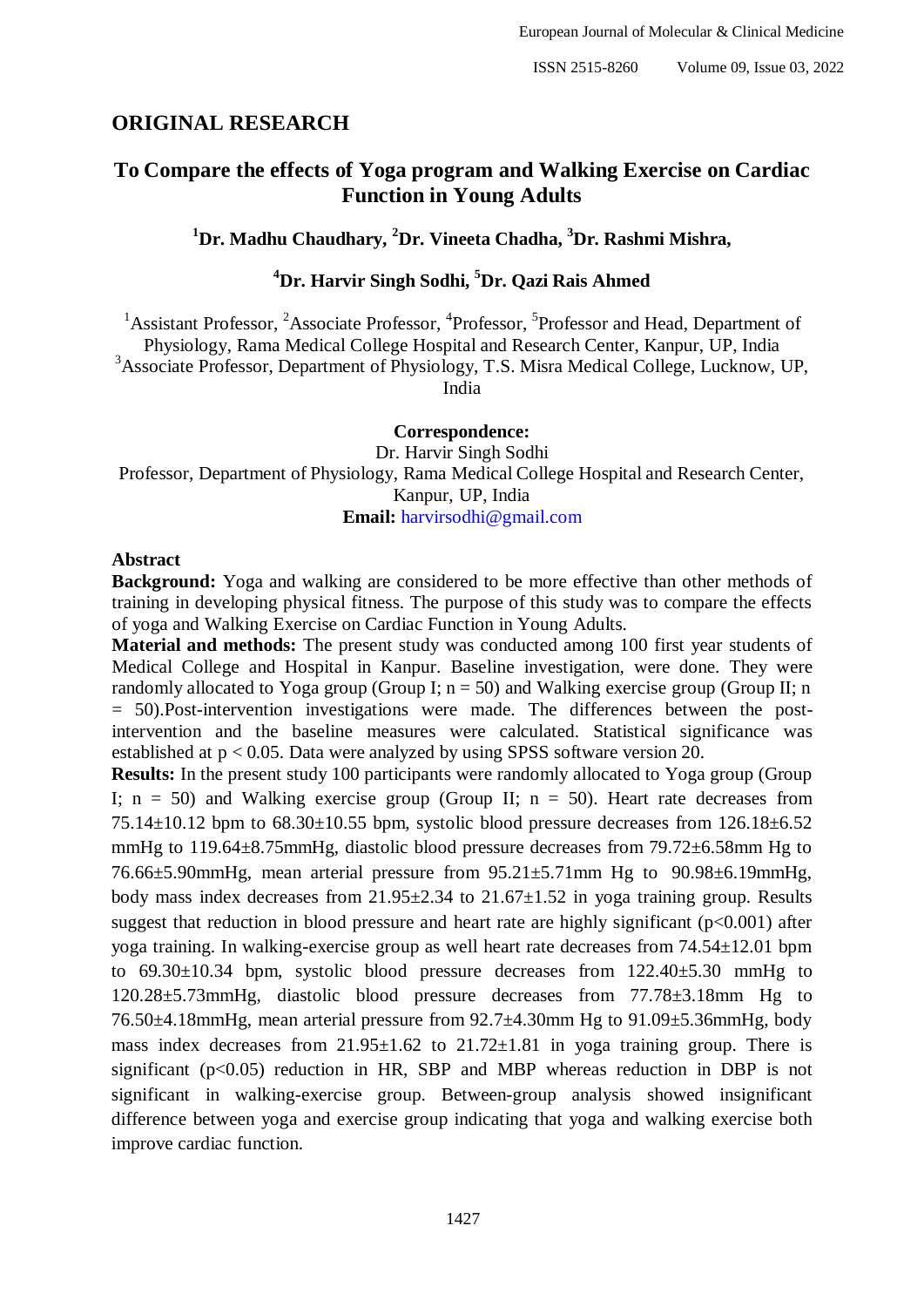## ORIGINAL RESEARCH

# To Compare the effects of Yoga program and Walking Exercise on Cardiac Function in Young Adults

**[1]Dr. Madhu Chaudhary, [2]Dr. Vineeta Chadha, [3]Dr. Rashmi Mishra,**

**[4]Dr. Harvir Singh Sodhi, [5]Dr. Qazi Rais Ahmed**

[1]Assistant Professor, [2]Associate Professor, [4]Professor, [5]Professor and Head, Department of Physiology, Rama Medical College Hospital and Research Center, Kanpur, UP, India
[3]Associate Professor, Department of Physiology, T.S. Misra Medical College, Lucknow, UP, India

**Correspondence:**
Dr. Harvir Singh Sodhi
Professor, Department of Physiology, Rama Medical College Hospital and Research Center, Kanpur, UP, India
**Email:** harvirsodhi@gmail.com

## Abstract

**Background:** Yoga and walking are considered to be more effective than other methods of training in developing physical fitness. The purpose of this study was to compare the effects of yoga and Walking Exercise on Cardiac Function in Young Adults.

**Material and methods:** The present study was conducted among 100 first year students of Medical College and Hospital in Kanpur. Baseline investigation, were done. They were randomly allocated to Yoga group (Group I; n = 50) and Walking exercise group (Group II; n = 50).Post-intervention investigations were made. The differences between the post-intervention and the baseline measures were calculated. Statistical significance was established at $p < 0.05$. Data were analyzed by using SPSS software version 20.

**Results:** In the present study 100 participants were randomly allocated to Yoga group (Group I; n = 50) and Walking exercise group (Group II; n = 50). Heart rate decreases from 75.14±10.12 bpm to 68.30±10.55 bpm, systolic blood pressure decreases from 126.18±6.52 mmHg to 119.64±8.75mmHg, diastolic blood pressure decreases from 79.72±6.58mm Hg to 76.66±5.90mmHg, mean arterial pressure from 95.21±5.71mm Hg to 90.98±6.19mmHg, body mass index decreases from 21.95±2.34 to 21.67±1.52 in yoga training group. Results suggest that reduction in blood pressure and heart rate are highly significant ($p<0.001$) after yoga training. In walking-exercise group as well heart rate decreases from 74.54±12.01 bpm to 69.30±10.34 bpm, systolic blood pressure decreases from 122.40±5.30 mmHg to 120.28±5.73mmHg, diastolic blood pressure decreases from 77.78±3.18mm Hg to 76.50±4.18mmHg, mean arterial pressure from 92.7±4.30mm Hg to 91.09±5.36mmHg, body mass index decreases from 21.95±1.62 to 21.72±1.81 in yoga training group. There is significant ($p<0.05$) reduction in HR, SBP and MBP whereas reduction in DBP is not significant in walking-exercise group. Between-group analysis showed insignificant difference between yoga and exercise group indicating that yoga and walking exercise both improve cardiac function.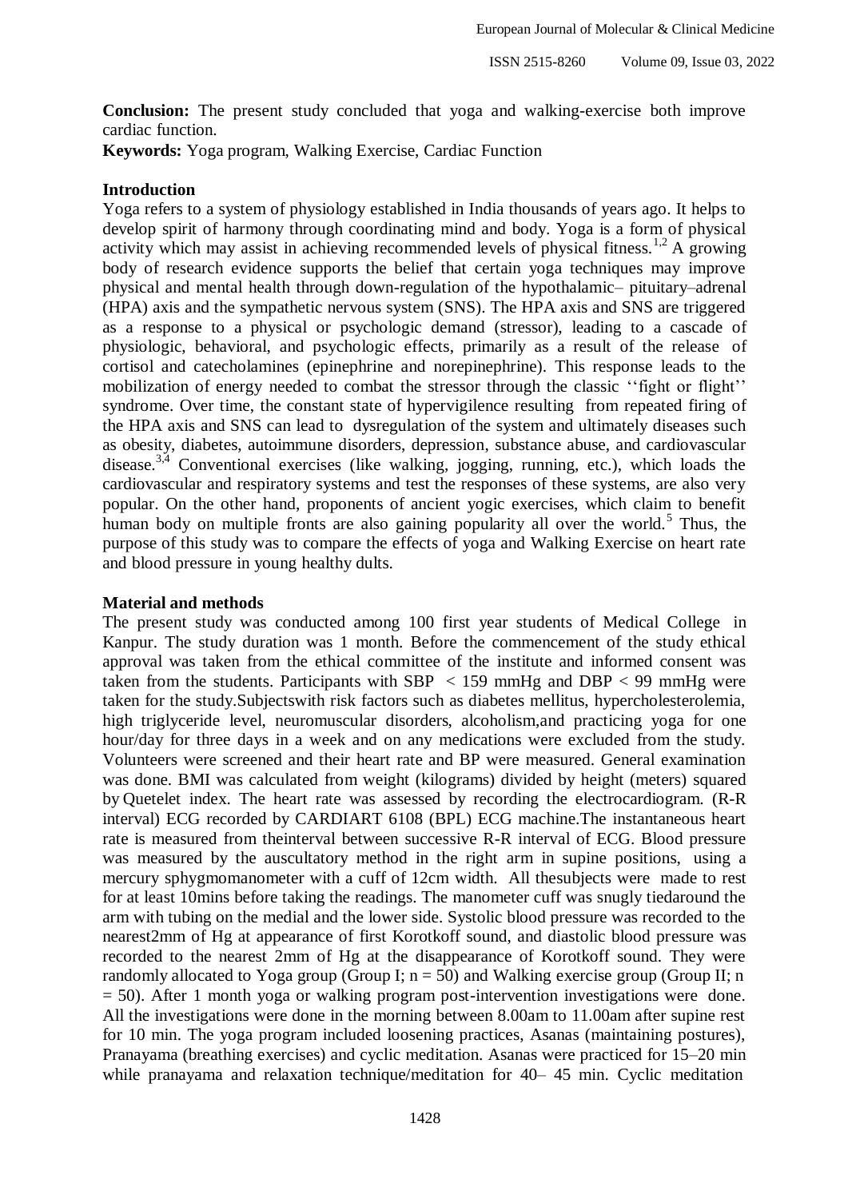**Conclusion:** The present study concluded that yoga and walking-exercise both improve cardiac function.

**Keywords:** Yoga program, Walking Exercise, Cardiac Function

## Introduction

Yoga refers to a system of physiology established in India thousands of years ago. It helps to develop spirit of harmony through coordinating mind and body. Yoga is a form of physical activity which may assist in achieving recommended levels of physical fitness.[1,2] A growing body of research evidence supports the belief that certain yoga techniques may improve physical and mental health through down-regulation of the hypothalamic– pituitary–adrenal (HPA) axis and the sympathetic nervous system (SNS). The HPA axis and SNS are triggered as a response to a physical or psychologic demand (stressor), leading to a cascade of physiologic, behavioral, and psychologic effects, primarily as a result of the release of cortisol and catecholamines (epinephrine and norepinephrine). This response leads to the mobilization of energy needed to combat the stressor through the classic ''fight or flight'' syndrome. Over time, the constant state of hypervigilence resulting from repeated firing of the HPA axis and SNS can lead to dysregulation of the system and ultimately diseases such as obesity, diabetes, autoimmune disorders, depression, substance abuse, and cardiovascular disease.[3,4] Conventional exercises (like walking, jogging, running, etc.), which loads the cardiovascular and respiratory systems and test the responses of these systems, are also very popular. On the other hand, proponents of ancient yogic exercises, which claim to benefit human body on multiple fronts are also gaining popularity all over the world.[5] Thus, the purpose of this study was to compare the effects of yoga and Walking Exercise on heart rate and blood pressure in young healthy dults.

## Material and methods

The present study was conducted among 100 first year students of Medical College in Kanpur. The study duration was 1 month. Before the commencement of the study ethical approval was taken from the ethical committee of the institute and informed consent was taken from the students. Participants with SBP < 159 mmHg and DBP < 99 mmHg were taken for the study.Subjectswith risk factors such as diabetes mellitus, hypercholesterolemia, high triglyceride level, neuromuscular disorders, alcoholism,and practicing yoga for one hour/day for three days in a week and on any medications were excluded from the study. Volunteers were screened and their heart rate and BP were measured. General examination was done. BMI was calculated from weight (kilograms) divided by height (meters) squared by Quetelet index. The heart rate was assessed by recording the electrocardiogram. (R-R interval) ECG recorded by CARDIART 6108 (BPL) ECG machine.The instantaneous heart rate is measured from theinterval between successive R-R interval of ECG. Blood pressure was measured by the auscultatory method in the right arm in supine positions, using a mercury sphygmomanometer with a cuff of 12cm width. All thesubjects were made to rest for at least 10mins before taking the readings. The manometer cuff was snugly tiedaround the arm with tubing on the medial and the lower side. Systolic blood pressure was recorded to the nearest2mm of Hg at appearance of first Korotkoff sound, and diastolic blood pressure was recorded to the nearest 2mm of Hg at the disappearance of Korotkoff sound. They were randomly allocated to Yoga group (Group I; n = 50) and Walking exercise group (Group II; n = 50). After 1 month yoga or walking program post-intervention investigations were done. All the investigations were done in the morning between 8.00am to 11.00am after supine rest for 10 min. The yoga program included loosening practices, Asanas (maintaining postures), Pranayama (breathing exercises) and cyclic meditation. Asanas were practiced for 15–20 min while pranayama and relaxation technique/meditation for 40– 45 min. Cyclic meditation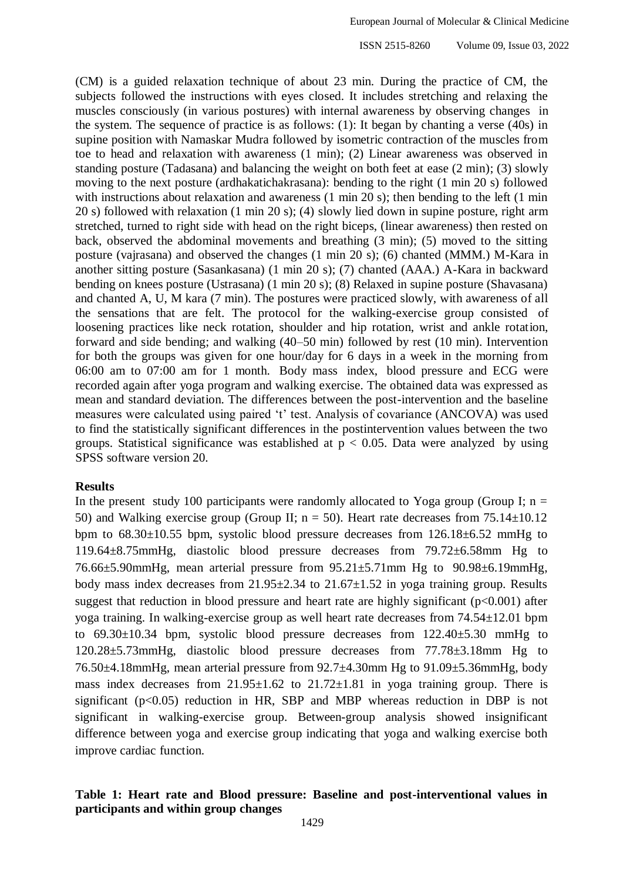(CM) is a guided relaxation technique of about 23 min. During the practice of CM, the subjects followed the instructions with eyes closed. It includes stretching and relaxing the muscles consciously (in various postures) with internal awareness by observing changes in the system. The sequence of practice is as follows: (1): It began by chanting a verse (40s) in supine position with Namaskar Mudra followed by isometric contraction of the muscles from toe to head and relaxation with awareness (1 min); (2) Linear awareness was observed in standing posture (Tadasana) and balancing the weight on both feet at ease (2 min); (3) slowly moving to the next posture (ardhakatichakrasana): bending to the right (1 min 20 s) followed with instructions about relaxation and awareness (1 min 20 s); then bending to the left (1 min 20 s) followed with relaxation (1 min 20 s); (4) slowly lied down in supine posture, right arm stretched, turned to right side with head on the right biceps, (linear awareness) then rested on back, observed the abdominal movements and breathing (3 min); (5) moved to the sitting posture (vajrasana) and observed the changes (1 min 20 s); (6) chanted (MMM.) M-Kara in another sitting posture (Sasankasana) (1 min 20 s); (7) chanted (AAA.) A-Kara in backward bending on knees posture (Ustrasana) (1 min 20 s); (8) Relaxed in supine posture (Shavasana) and chanted A, U, M kara (7 min). The postures were practiced slowly, with awareness of all the sensations that are felt. The protocol for the walking-exercise group consisted of loosening practices like neck rotation, shoulder and hip rotation, wrist and ankle rotation, forward and side bending; and walking (40–50 min) followed by rest (10 min). Intervention for both the groups was given for one hour/day for 6 days in a week in the morning from 06:00 am to 07:00 am for 1 month. Body mass index, blood pressure and ECG were recorded again after yoga program and walking exercise. The obtained data was expressed as mean and standard deviation. The differences between the post-intervention and the baseline measures were calculated using paired 't' test. Analysis of covariance (ANCOVA) was used to find the statistically significant differences in the postintervention values between the two groups. Statistical significance was established at $p < 0.05$. Data were analyzed by using SPSS software version 20.

**Results**

In the present study 100 participants were randomly allocated to Yoga group (Group I; n = 50) and Walking exercise group (Group II; n = 50). Heart rate decreases from 75.14±10.12 bpm to 68.30±10.55 bpm, systolic blood pressure decreases from 126.18±6.52 mmHg to 119.64±8.75mmHg, diastolic blood pressure decreases from 79.72±6.58mm Hg to 76.66±5.90mmHg, mean arterial pressure from 95.21±5.71mm Hg to 90.98±6.19mmHg, body mass index decreases from 21.95±2.34 to 21.67±1.52 in yoga training group. Results suggest that reduction in blood pressure and heart rate are highly significant ($p<0.001$) after yoga training. In walking-exercise group as well heart rate decreases from 74.54±12.01 bpm to 69.30±10.34 bpm, systolic blood pressure decreases from 122.40±5.30 mmHg to 120.28±5.73mmHg, diastolic blood pressure decreases from 77.78±3.18mm Hg to 76.50±4.18mmHg, mean arterial pressure from 92.7±4.30mm Hg to 91.09±5.36mmHg, body mass index decreases from 21.95±1.62 to 21.72±1.81 in yoga training group. There is significant ($p<0.05$) reduction in HR, SBP and MBP whereas reduction in DBP is not significant in walking-exercise group. Between-group analysis showed insignificant difference between yoga and exercise group indicating that yoga and walking exercise both improve cardiac function.

**Table 1: Heart rate and Blood pressure: Baseline and post-interventional values in participants and within group changes**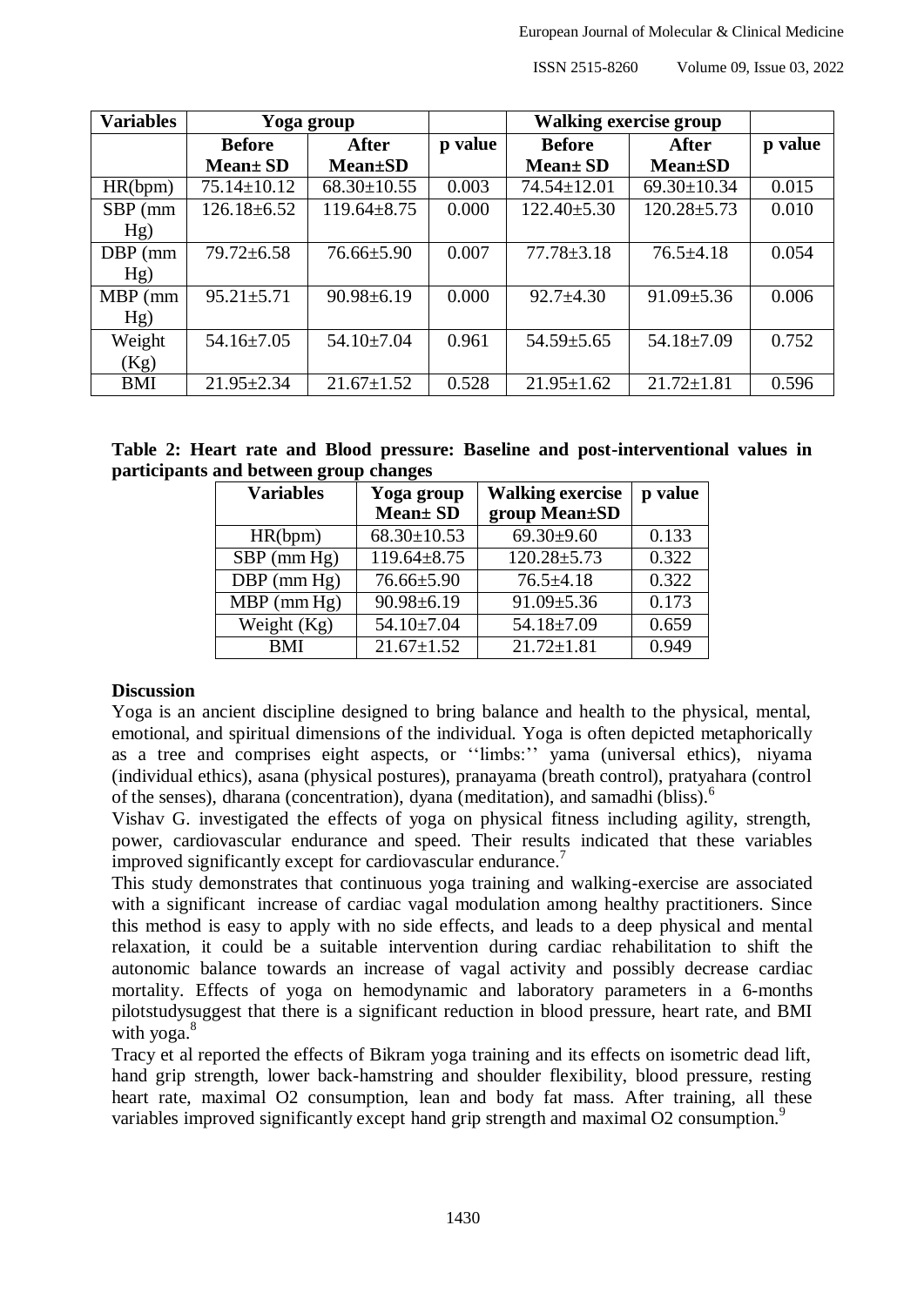| Variables | Yoga group | | | Walking exercise group | | |
|---|---|---|---|---|---|---|
| | Before Mean± SD | After Mean±SD | p value | Before Mean± SD | After Mean±SD | p value |
| HR(bpm) | 75.14±10.12 | 68.30±10.55 | 0.003 | 74.54±12.01 | 69.30±10.34 | 0.015 |
| SBP (mm Hg) | 126.18±6.52 | 119.64±8.75 | 0.000 | 122.40±5.30 | 120.28±5.73 | 0.010 |
| DBP (mm Hg) | 79.72±6.58 | 76.66±5.90 | 0.007 | 77.78±3.18 | 76.5±4.18 | 0.054 |
| MBP (mm Hg) | 95.21±5.71 | 90.98±6.19 | 0.000 | 92.7±4.30 | 91.09±5.36 | 0.006 |
| Weight (Kg) | 54.16±7.05 | 54.10±7.04 | 0.961 | 54.59±5.65 | 54.18±7.09 | 0.752 |
| BMI | 21.95±2.34 | 21.67±1.52 | 0.528 | 21.95±1.62 | 21.72±1.81 | 0.596 |

**Table 2: Heart rate and Blood pressure: Baseline and post-interventional values in participants and between group changes**

| Variables | Yoga group Mean± SD | Walking exercise group Mean±SD | p value |
|---|---|---|---|
| HR(bpm) | 68.30±10.53 | 69.30±9.60 | 0.133 |
| SBP (mm Hg) | 119.64±8.75 | 120.28±5.73 | 0.322 |
| DBP (mm Hg) | 76.66±5.90 | 76.5±4.18 | 0.322 |
| MBP (mm Hg) | 90.98±6.19 | 91.09±5.36 | 0.173 |
| Weight (Kg) | 54.10±7.04 | 54.18±7.09 | 0.659 |
| BMI | 21.67±1.52 | 21.72±1.81 | 0.949 |

## Discussion

Yoga is an ancient discipline designed to bring balance and health to the physical, mental, emotional, and spiritual dimensions of the individual. Yoga is often depicted metaphorically as a tree and comprises eight aspects, or ''limbs:'' yama (universal ethics), niyama (individual ethics), asana (physical postures), pranayama (breath control), pratyahara (control of the senses), dharana (concentration), dyana (meditation), and samadhi (bliss).[6]

Vishav G. investigated the effects of yoga on physical fitness including agility, strength, power, cardiovascular endurance and speed. Their results indicated that these variables improved significantly except for cardiovascular endurance.[7]

This study demonstrates that continuous yoga training and walking-exercise are associated with a significant increase of cardiac vagal modulation among healthy practitioners. Since this method is easy to apply with no side effects, and leads to a deep physical and mental relaxation, it could be a suitable intervention during cardiac rehabilitation to shift the autonomic balance towards an increase of vagal activity and possibly decrease cardiac mortality. Effects of yoga on hemodynamic and laboratory parameters in a 6-months pilotstudysuggest that there is a significant reduction in blood pressure, heart rate, and BMI with yoga.[8]

Tracy et al reported the effects of Bikram yoga training and its effects on isometric dead lift, hand grip strength, lower back-hamstring and shoulder flexibility, blood pressure, resting heart rate, maximal O2 consumption, lean and body fat mass. After training, all these variables improved significantly except hand grip strength and maximal O2 consumption.[9]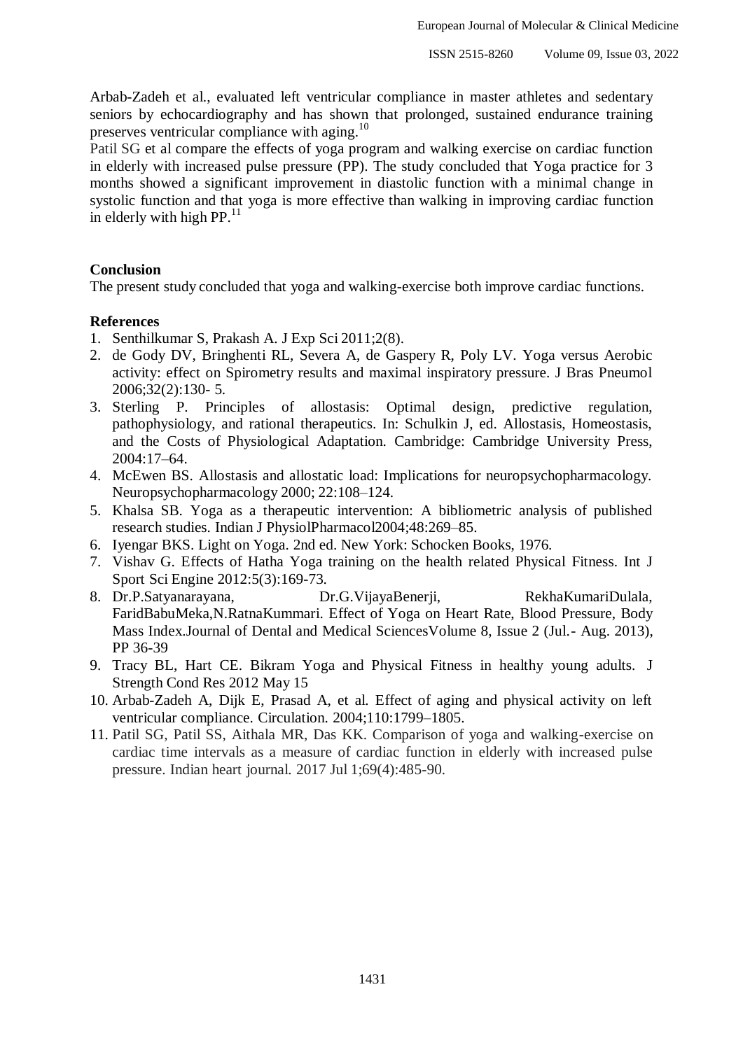Arbab-Zadeh et al., evaluated left ventricular compliance in master athletes and sedentary seniors by echocardiography and has shown that prolonged, sustained endurance training preserves ventricular compliance with aging.[10]

Patil SG et al compare the effects of yoga program and walking exercise on cardiac function in elderly with increased pulse pressure (PP). The study concluded that Yoga practice for 3 months showed a significant improvement in diastolic function with a minimal change in systolic function and that yoga is more effective than walking in improving cardiac function in elderly with high PP.[11]

**Conclusion**

The present study concluded that yoga and walking-exercise both improve cardiac functions.

**References**

1. Senthilkumar S, Prakash A. J Exp Sci 2011;2(8).
2. de Gody DV, Bringhenti RL, Severa A, de Gaspery R, Poly LV. Yoga versus Aerobic activity: effect on Spirometry results and maximal inspiratory pressure. J Bras Pneumol 2006;32(2):130- 5.
3. Sterling P. Principles of allostasis: Optimal design, predictive regulation, pathophysiology, and rational therapeutics. In: Schulkin J, ed. Allostasis, Homeostasis, and the Costs of Physiological Adaptation. Cambridge: Cambridge University Press, 2004:17–64.
4. McEwen BS. Allostasis and allostatic load: Implications for neuropsychopharmacology. Neuropsychopharmacology 2000; 22:108–124.
5. Khalsa SB. Yoga as a therapeutic intervention: A bibliometric analysis of published research studies. Indian J PhysiolPharmacol2004;48:269–85.
6. Iyengar BKS. Light on Yoga. 2nd ed. New York: Schocken Books, 1976.
7. Vishav G. Effects of Hatha Yoga training on the health related Physical Fitness. Int J Sport Sci Engine 2012:5(3):169-73.
8. Dr.P.Satyanarayana, Dr.G.VijayaBenerji, RekhaKumariDulala, FaridBabuMeka,N.RatnaKummari. Effect of Yoga on Heart Rate, Blood Pressure, Body Mass Index.Journal of Dental and Medical SciencesVolume 8, Issue 2 (Jul.- Aug. 2013), PP 36-39
9. Tracy BL, Hart CE. Bikram Yoga and Physical Fitness in healthy young adults. J Strength Cond Res 2012 May 15
10. Arbab-Zadeh A, Dijk E, Prasad A, et al. Effect of aging and physical activity on left ventricular compliance. Circulation. 2004;110:1799–1805.
11. Patil SG, Patil SS, Aithala MR, Das KK. Comparison of yoga and walking-exercise on cardiac time intervals as a measure of cardiac function in elderly with increased pulse pressure. Indian heart journal. 2017 Jul 1;69(4):485-90.